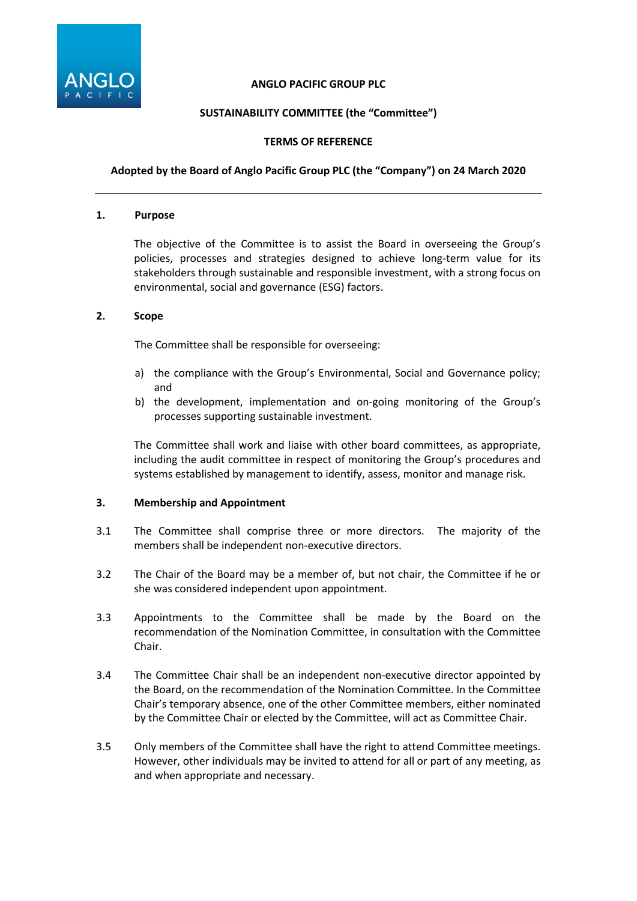**ANGLO PACIFIC GROUP PLC**

**SUSTAINABILITY COMMITTEE (the "Committee")**

**TERMS OF REFERENCE**

**Adopted by the Board of Anglo Pacific Group PLC (the "Company") on 24 March 2020**

---

## 1. Purpose

The objective of the Committee is to assist the Board in overseeing the Group's policies, processes and strategies designed to achieve long-term value for its stakeholders through sustainable and responsible investment, with a strong focus on environmental, social and governance (ESG) factors.

## 2. Scope

The Committee shall be responsible for overseeing:

a) the compliance with the Group's Environmental, Social and Governance policy; and
b) the development, implementation and on-going monitoring of the Group's processes supporting sustainable investment.

The Committee shall work and liaise with other board committees, as appropriate, including the audit committee in respect of monitoring the Group's procedures and systems established by management to identify, assess, monitor and manage risk.

## 3. Membership and Appointment

3.1 The Committee shall comprise three or more directors. The majority of the members shall be independent non-executive directors.

3.2 The Chair of the Board may be a member of, but not chair, the Committee if he or she was considered independent upon appointment.

3.3 Appointments to the Committee shall be made by the Board on the recommendation of the Nomination Committee, in consultation with the Committee Chair.

3.4 The Committee Chair shall be an independent non-executive director appointed by the Board, on the recommendation of the Nomination Committee. In the Committee Chair's temporary absence, one of the other Committee members, either nominated by the Committee Chair or elected by the Committee, will act as Committee Chair.

3.5 Only members of the Committee shall have the right to attend Committee meetings. However, other individuals may be invited to attend for all or part of any meeting, as and when appropriate and necessary.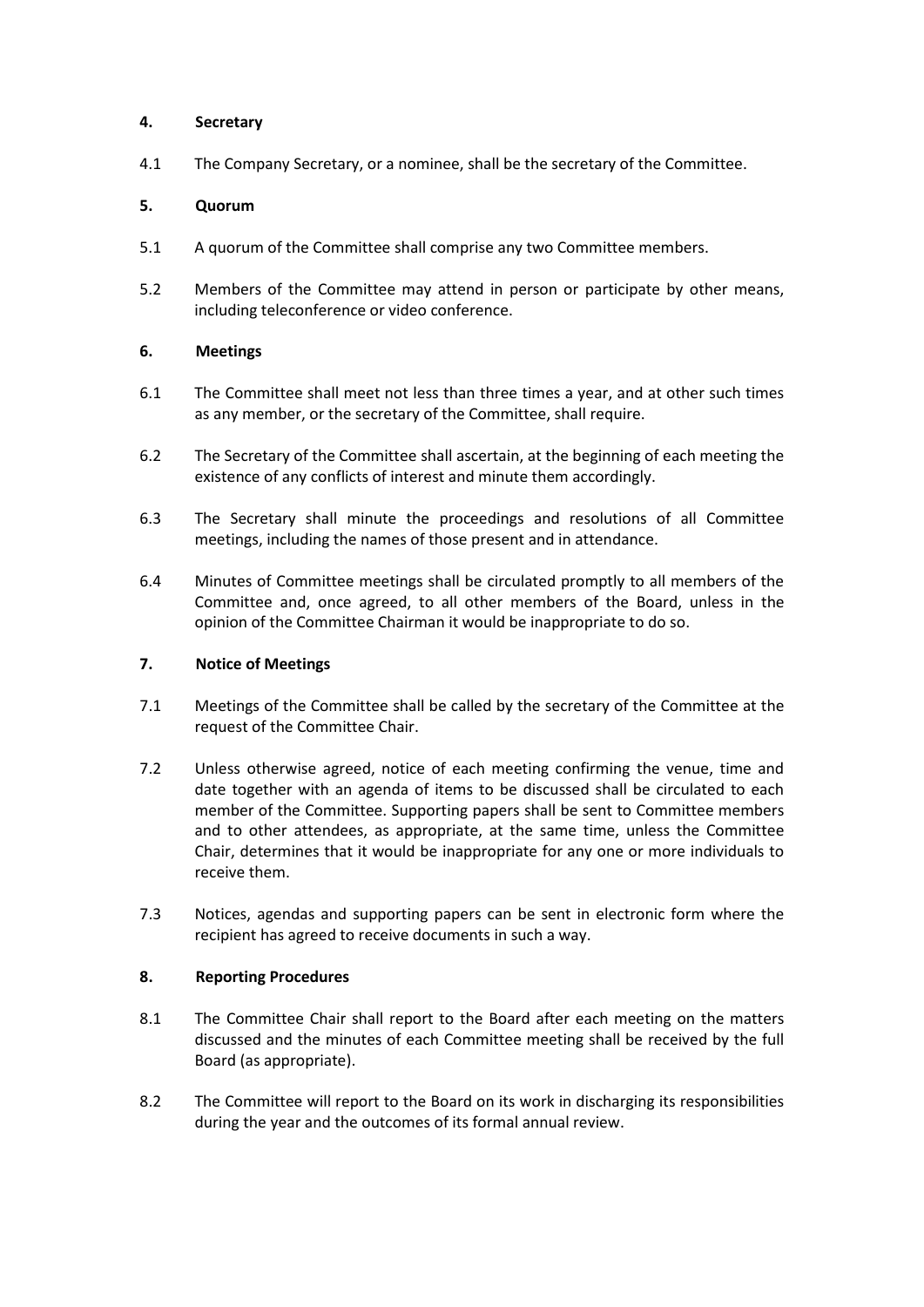## 4. Secretary

4.1 The Company Secretary, or a nominee, shall be the secretary of the Committee.

## 5. Quorum

5.1 A quorum of the Committee shall comprise any two Committee members.

5.2 Members of the Committee may attend in person or participate by other means, including teleconference or video conference.

## 6. Meetings

6.1 The Committee shall meet not less than three times a year, and at other such times as any member, or the secretary of the Committee, shall require.

6.2 The Secretary of the Committee shall ascertain, at the beginning of each meeting the existence of any conflicts of interest and minute them accordingly.

6.3 The Secretary shall minute the proceedings and resolutions of all Committee meetings, including the names of those present and in attendance.

6.4 Minutes of Committee meetings shall be circulated promptly to all members of the Committee and, once agreed, to all other members of the Board, unless in the opinion of the Committee Chairman it would be inappropriate to do so.

## 7. Notice of Meetings

7.1 Meetings of the Committee shall be called by the secretary of the Committee at the request of the Committee Chair.

7.2 Unless otherwise agreed, notice of each meeting confirming the venue, time and date together with an agenda of items to be discussed shall be circulated to each member of the Committee. Supporting papers shall be sent to Committee members and to other attendees, as appropriate, at the same time, unless the Committee Chair, determines that it would be inappropriate for any one or more individuals to receive them.

7.3 Notices, agendas and supporting papers can be sent in electronic form where the recipient has agreed to receive documents in such a way.

## 8. Reporting Procedures

8.1 The Committee Chair shall report to the Board after each meeting on the matters discussed and the minutes of each Committee meeting shall be received by the full Board (as appropriate).

8.2 The Committee will report to the Board on its work in discharging its responsibilities during the year and the outcomes of its formal annual review.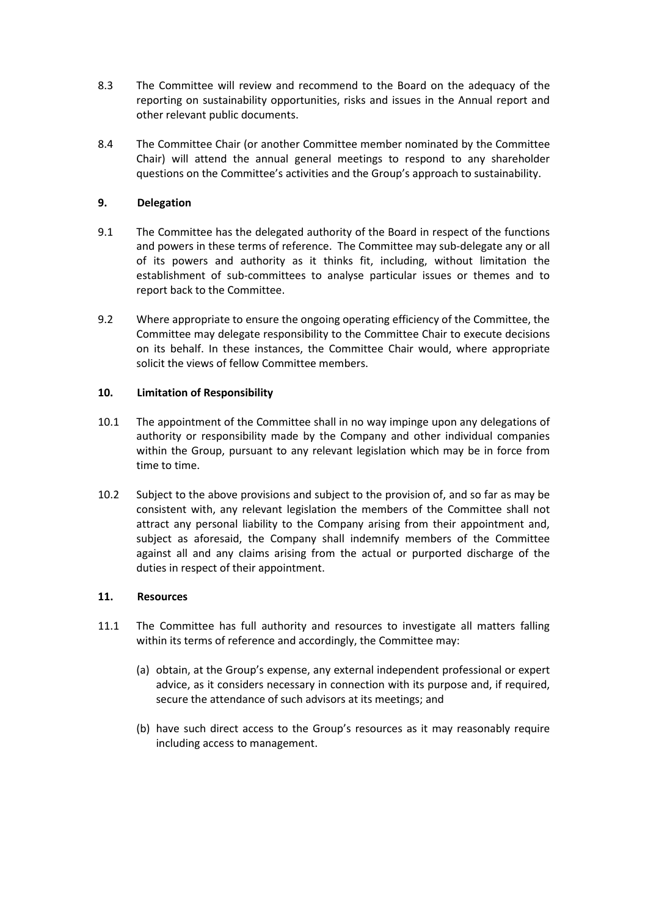8.3 The Committee will review and recommend to the Board on the adequacy of the reporting on sustainability opportunities, risks and issues in the Annual report and other relevant public documents.

8.4 The Committee Chair (or another Committee member nominated by the Committee Chair) will attend the annual general meetings to respond to any shareholder questions on the Committee's activities and the Group's approach to sustainability.

## 9. Delegation

9.1 The Committee has the delegated authority of the Board in respect of the functions and powers in these terms of reference. The Committee may sub-delegate any or all of its powers and authority as it thinks fit, including, without limitation the establishment of sub-committees to analyse particular issues or themes and to report back to the Committee.

9.2 Where appropriate to ensure the ongoing operating efficiency of the Committee, the Committee may delegate responsibility to the Committee Chair to execute decisions on its behalf. In these instances, the Committee Chair would, where appropriate solicit the views of fellow Committee members.

## 10. Limitation of Responsibility

10.1 The appointment of the Committee shall in no way impinge upon any delegations of authority or responsibility made by the Company and other individual companies within the Group, pursuant to any relevant legislation which may be in force from time to time.

10.2 Subject to the above provisions and subject to the provision of, and so far as may be consistent with, any relevant legislation the members of the Committee shall not attract any personal liability to the Company arising from their appointment and, subject as aforesaid, the Company shall indemnify members of the Committee against all and any claims arising from the actual or purported discharge of the duties in respect of their appointment.

## 11. Resources

11.1 The Committee has full authority and resources to investigate all matters falling within its terms of reference and accordingly, the Committee may:

(a) obtain, at the Group's expense, any external independent professional or expert advice, as it considers necessary in connection with its purpose and, if required, secure the attendance of such advisors at its meetings; and

(b) have such direct access to the Group's resources as it may reasonably require including access to management.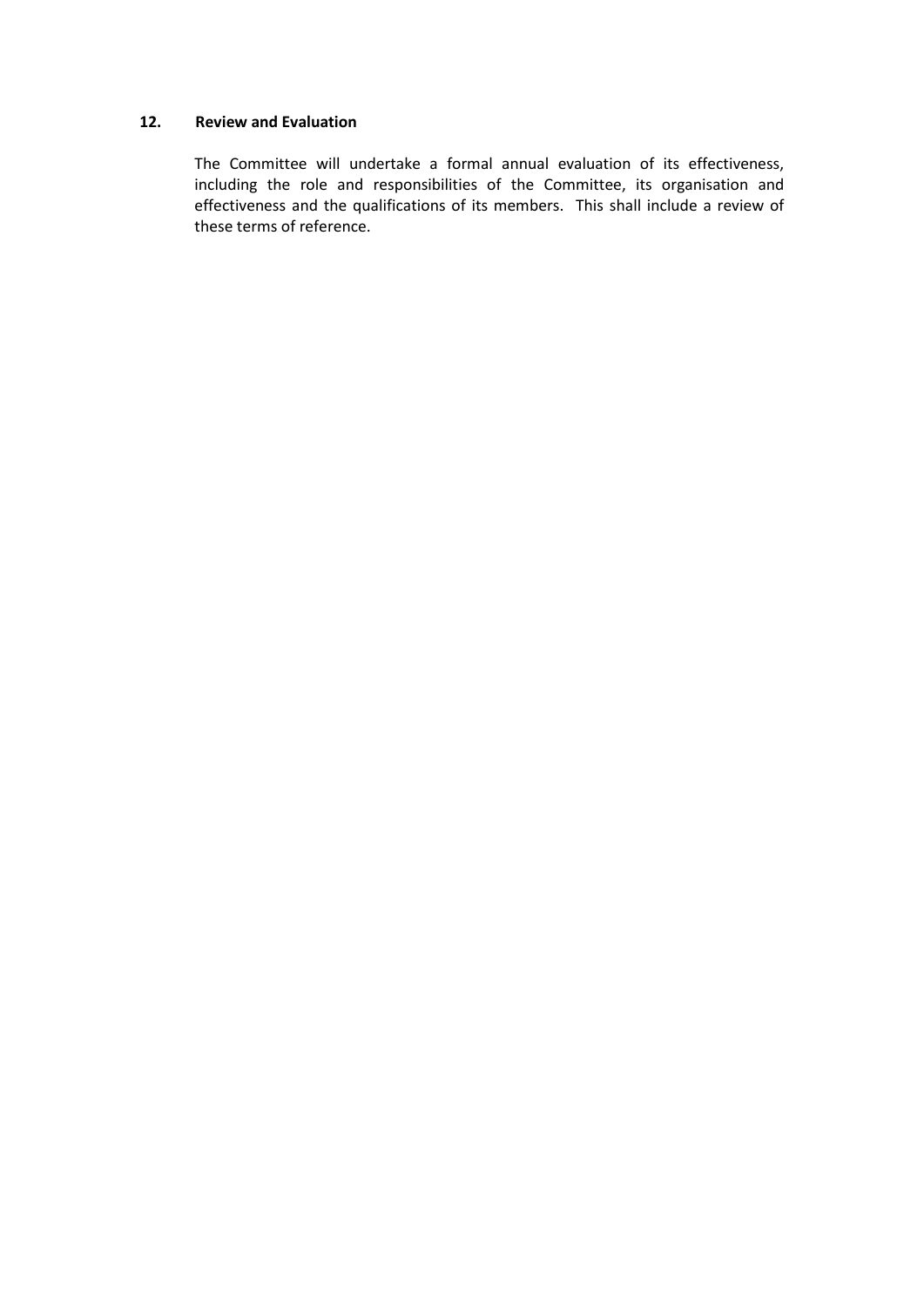## 12. Review and Evaluation

The Committee will undertake a formal annual evaluation of its effectiveness, including the role and responsibilities of the Committee, its organisation and effectiveness and the qualifications of its members. This shall include a review of these terms of reference.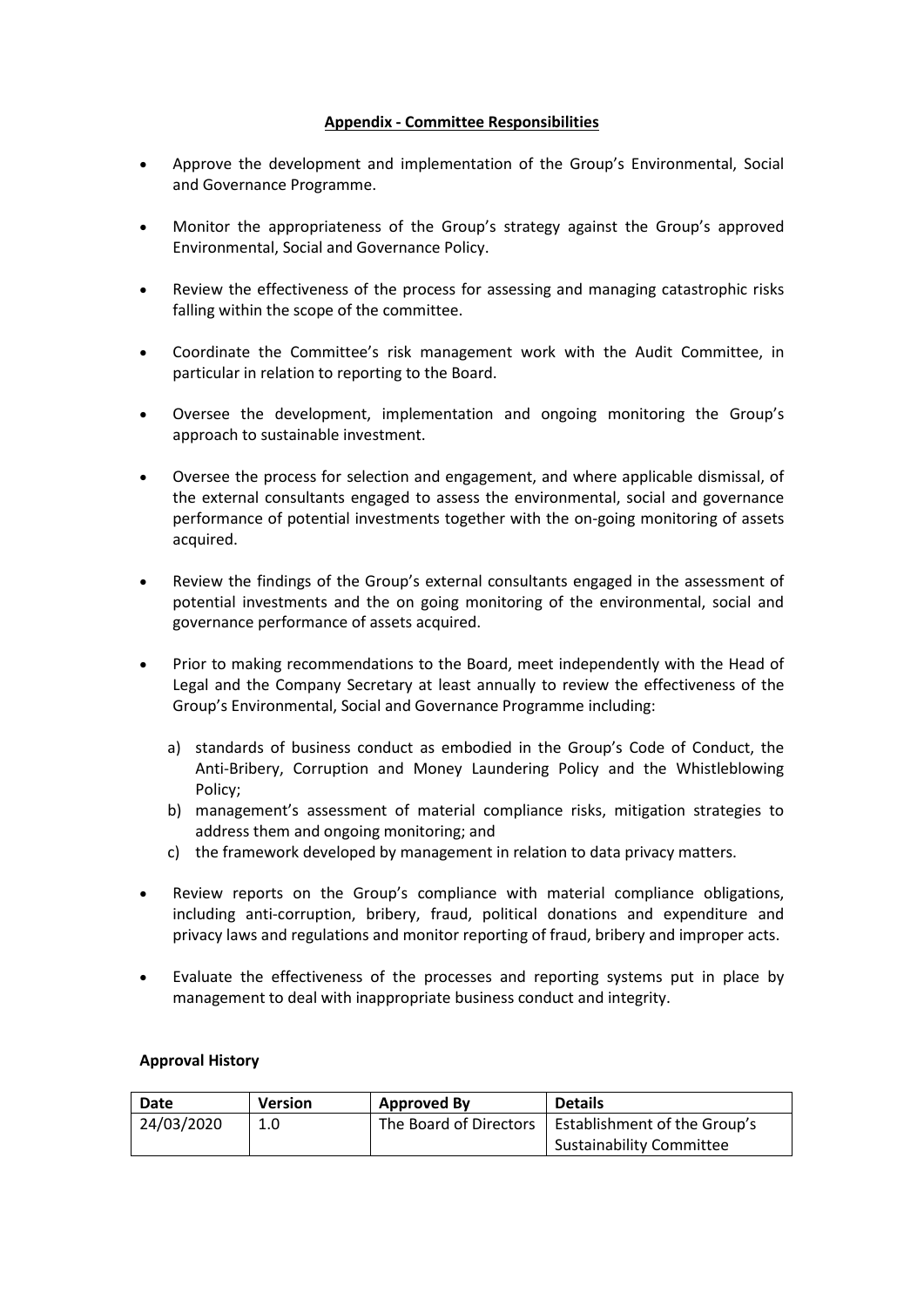## Appendix - Committee Responsibilities

- Approve the development and implementation of the Group's Environmental, Social and Governance Programme.
- Monitor the appropriateness of the Group's strategy against the Group's approved Environmental, Social and Governance Policy.
- Review the effectiveness of the process for assessing and managing catastrophic risks falling within the scope of the committee.
- Coordinate the Committee's risk management work with the Audit Committee, in particular in relation to reporting to the Board.
- Oversee the development, implementation and ongoing monitoring the Group's approach to sustainable investment.
- Oversee the process for selection and engagement, and where applicable dismissal, of the external consultants engaged to assess the environmental, social and governance performance of potential investments together with the on-going monitoring of assets acquired.
- Review the findings of the Group's external consultants engaged in the assessment of potential investments and the on going monitoring of the environmental, social and governance performance of assets acquired.
- Prior to making recommendations to the Board, meet independently with the Head of Legal and the Company Secretary at least annually to review the effectiveness of the Group's Environmental, Social and Governance Programme including:
  a) standards of business conduct as embodied in the Group's Code of Conduct, the Anti-Bribery, Corruption and Money Laundering Policy and the Whistleblowing Policy;
  b) management's assessment of material compliance risks, mitigation strategies to address them and ongoing monitoring; and
  c) the framework developed by management in relation to data privacy matters.
- Review reports on the Group's compliance with material compliance obligations, including anti-corruption, bribery, fraud, political donations and expenditure and privacy laws and regulations and monitor reporting of fraud, bribery and improper acts.
- Evaluate the effectiveness of the processes and reporting systems put in place by management to deal with inappropriate business conduct and integrity.

**Approval History**

| Date | Version | Approved By | Details |
| --- | --- | --- | --- |
| 24/03/2020 | 1.0 | The Board of Directors | Establishment of the Group's Sustainability Committee |